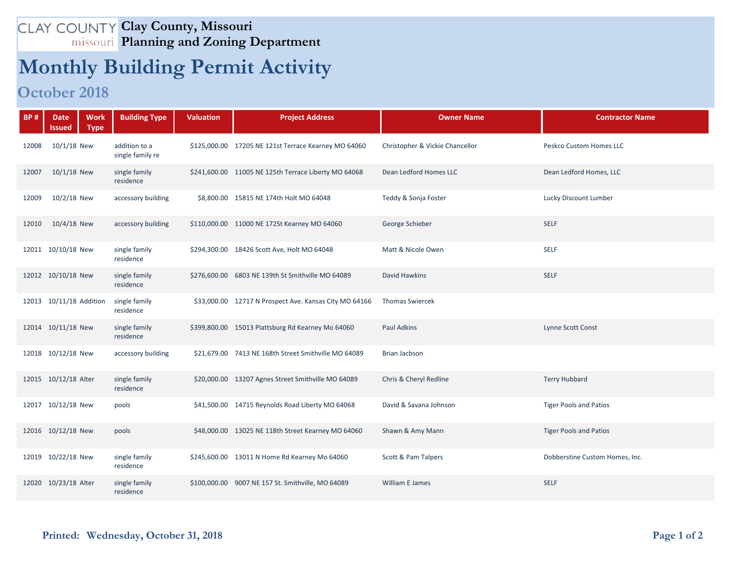CLAY COUNTY missouri

# Clay County, Missouri
## Planning and Zoning Department

# Monthly Building Permit Activity

## October 2018

| BP # | Date Issued | Work Type | Building Type | Valuation | Project Address | Owner Name | Contractor Name |
|---|---|---|---|---|---|---|---|
| 12008 | 10/1/18 | New | addition to a single family re | $125,000.00 | 17205 NE 121st Terrace Kearney MO 64060 | Christopher & Vickie Chancellor | Peskco Custom Homes LLC |
| 12007 | 10/1/18 | New | single family residence | $241,600.00 | 11005 NE 125th Terrace Liberty MO 64068 | Dean Ledford Homes LLC | Dean Ledford Homes, LLC |
| 12009 | 10/2/18 | New | accessory building | $8,800.00 | 15815 NE 174th Holt MO 64048 | Teddy & Sonja Foster | Lucky Discount Lumber |
| 12010 | 10/4/18 | New | accessory building | $110,000.00 | 11000 NE 172St Kearney MO 64060 | George Schieber | SELF |
| 12011 | 10/10/18 | New | single family residence | $294,300.00 | 18426 Scott Ave, Holt MO 64048 | Matt & Nicole Owen | SELF |
| 12012 | 10/10/18 | New | single family residence | $276,600.00 | 6803 NE 139th St Smithville MO 64089 | David Hawkins | SELF |
| 12013 | 10/11/18 | Addition | single family residence | $33,000.00 | 12717 N Prospect Ave. Kansas City MO 64166 | Thomas Swiercek | |
| 12014 | 10/11/18 | New | single family residence | $399,800.00 | 15013 Plattsburg Rd Kearney Mo 64060 | Paul Adkins | Lynne Scott Const |
| 12018 | 10/12/18 | New | accessory building | $21,679.00 | 7413 NE 168th Street Smithville MO 64089 | Brian Jacbson | |
| 12015 | 10/12/18 | Alter | single family residence | $20,000.00 | 13207 Agnes Street Smithville MO 64089 | Chris & Cheryl Redline | Terry Hubbard |
| 12017 | 10/12/18 | New | pools | $41,500.00 | 14715 Reynolds Road Liberty MO 64068 | David & Savana Johnson | Tiger Pools and Patios |
| 12016 | 10/12/18 | New | pools | $48,000.00 | 13025 NE 118th Street Kearney MO 64060 | Shawn & Amy Mann | Tiger Pools and Patios |
| 12019 | 10/22/18 | New | single family residence | $245,600.00 | 13011 N Home Rd Kearney Mo 64060 | Scott & Pam Talpers | Dobberstine Custom Homes, Inc. |
| 12020 | 10/23/18 | Alter | single family residence | $100,000.00 | 9007 NE 157 St. Smithville, MO 64089 | William E James | SELF |

**Printed: Wednesday, October 31, 2018**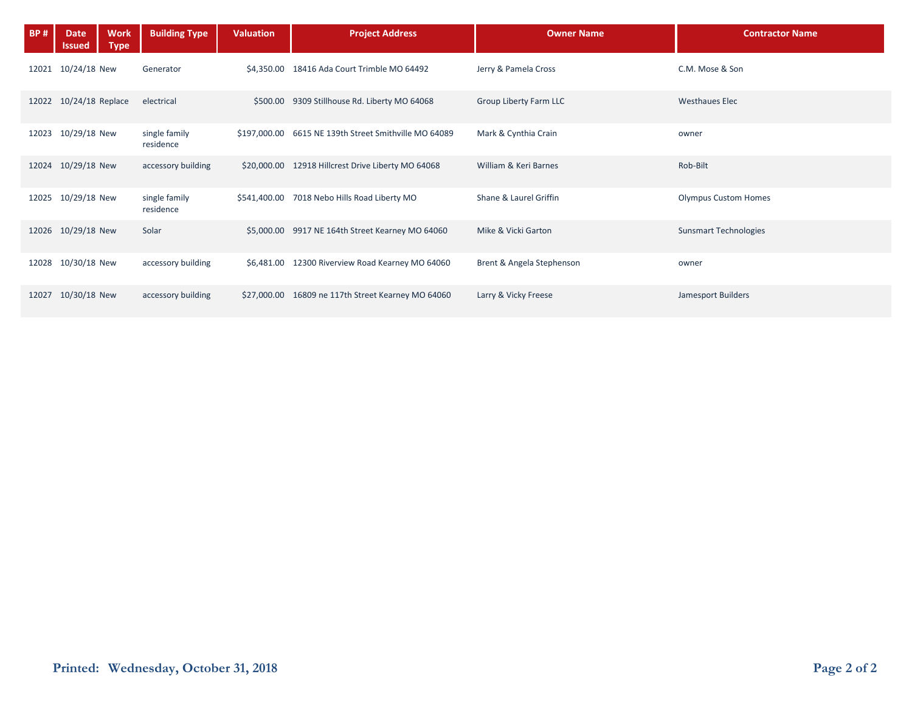| BP # | Date Issued | Work Type | Building Type | Valuation | Project Address | Owner Name | Contractor Name |
|---|---|---|---|---|---|---|---|
| 12021 | 10/24/18 | New | Generator | $4,350.00 | 18416 Ada Court Trimble MO 64492 | Jerry & Pamela Cross | C.M. Mose & Son |
| 12022 | 10/24/18 | Replace | electrical | $500.00 | 9309 Stillhouse Rd. Liberty MO 64068 | Group Liberty Farm LLC | Westhaues Elec |
| 12023 | 10/29/18 | New | single family residence | $197,000.00 | 6615 NE 139th Street Smithville MO 64089 | Mark & Cynthia Crain | owner |
| 12024 | 10/29/18 | New | accessory building | $20,000.00 | 12918 Hillcrest Drive Liberty MO 64068 | William & Keri Barnes | Rob-Bilt |
| 12025 | 10/29/18 | New | single family residence | $541,400.00 | 7018 Nebo Hills Road Liberty MO | Shane & Laurel Griffin | Olympus Custom Homes |
| 12026 | 10/29/18 | New | Solar | $5,000.00 | 9917 NE 164th Street Kearney MO 64060 | Mike & Vicki Garton | Sunsmart Technologies |
| 12028 | 10/30/18 | New | accessory building | $6,481.00 | 12300 Riverview Road Kearney MO 64060 | Brent & Angela Stephenson | owner |
| 12027 | 10/30/18 | New | accessory building | $27,000.00 | 16809 ne 117th Street Kearney MO 64060 | Larry & Vicky Freese | Jamesport Builders |

**Printed: Wednesday, October 31, 2018**